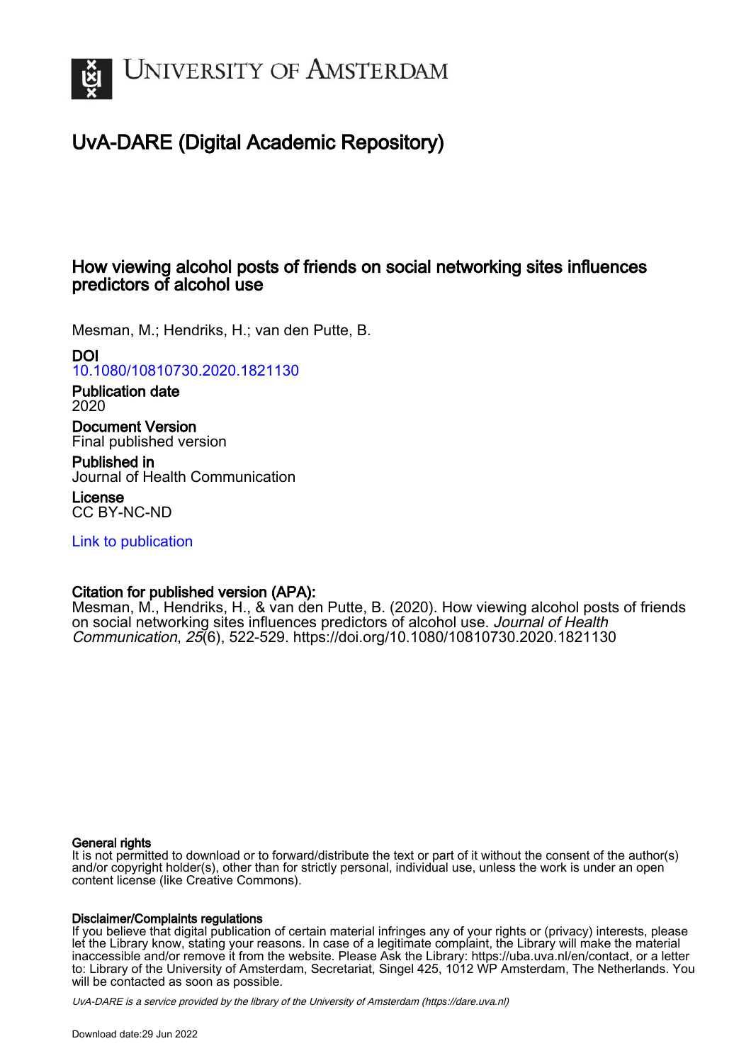# University of Amsterdam

## UvA-DARE (Digital Academic Repository)

### How viewing alcohol posts of friends on social networking sites influences predictors of alcohol use

Mesman, M.; Hendriks, H.; van den Putte, B.

**DOI**
10.1080/10810730.2020.1821130

**Publication date**
2020

**Document Version**
Final published version

**Published in**
Journal of Health Communication

**License**
CC BY-NC-ND

Link to publication

**Citation for published version (APA):**
Mesman, M., Hendriks, H., & van den Putte, B. (2020). How viewing alcohol posts of friends on social networking sites influences predictors of alcohol use. *Journal of Health Communication*, *25*(6), 522-529. https://doi.org/10.1080/10810730.2020.1821130

**General rights**
It is not permitted to download or to forward/distribute the text or part of it without the consent of the author(s) and/or copyright holder(s), other than for strictly personal, individual use, unless the work is under an open content license (like Creative Commons).

**Disclaimer/Complaints regulations**
If you believe that digital publication of certain material infringes any of your rights or (privacy) interests, please let the Library know, stating your reasons. In case of a legitimate complaint, the Library will make the material inaccessible and/or remove it from the website. Please Ask the Library: https://uba.uva.nl/en/contact, or a letter to: Library of the University of Amsterdam, Secretariat, Singel 425, 1012 WP Amsterdam, The Netherlands. You will be contacted as soon as possible.

*UvA-DARE is a service provided by the library of the University of Amsterdam (https://dare.uva.nl)*

Download date:29 Jun 2022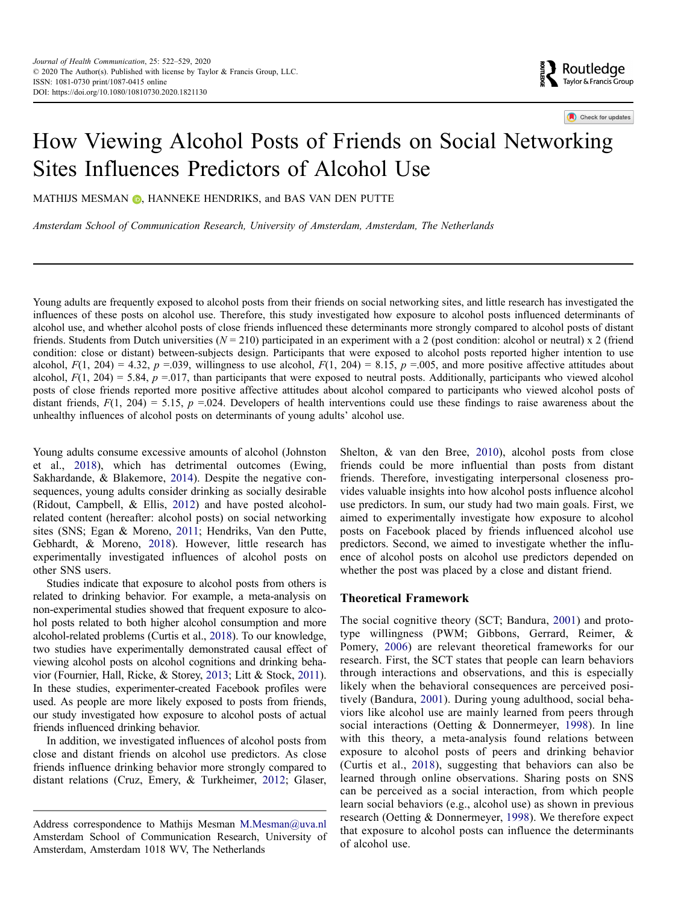# How Viewing Alcohol Posts of Friends on Social Networking Sites Influences Predictors of Alcohol Use

MATHIJS MESMAN, HANNEKE HENDRIKS, and BAS VAN DEN PUTTE

*Amsterdam School of Communication Research, University of Amsterdam, Amsterdam, The Netherlands*

Young adults are frequently exposed to alcohol posts from their friends on social networking sites, and little research has investigated the influences of these posts on alcohol use. Therefore, this study investigated how exposure to alcohol posts influenced determinants of alcohol use, and whether alcohol posts of close friends influenced these determinants more strongly compared to alcohol posts of distant friends. Students from Dutch universities ($N = 210$) participated in an experiment with a 2 (post condition: alcohol or neutral) x 2 (friend condition: close or distant) between-subjects design. Participants that were exposed to alcohol posts reported higher intention to use alcohol, $F(1, 204) = 4.32$, $p = .039$, willingness to use alcohol, $F(1, 204) = 8.15$, $p = .005$, and more positive affective attitudes about alcohol, $F(1, 204) = 5.84$, $p = .017$, than participants that were exposed to neutral posts. Additionally, participants who viewed alcohol posts of close friends reported more positive affective attitudes about alcohol compared to participants who viewed alcohol posts of distant friends, $F(1, 204) = 5.15$, $p = .024$. Developers of health interventions could use these findings to raise awareness about the unhealthy influences of alcohol posts on determinants of young adults' alcohol use.

Young adults consume excessive amounts of alcohol (Johnston et al., 2018), which has detrimental outcomes (Ewing, Sakhardande, & Blakemore, 2014). Despite the negative consequences, young adults consider drinking as socially desirable (Ridout, Campbell, & Ellis, 2012) and have posted alcohol-related content (hereafter: alcohol posts) on social networking sites (SNS; Egan & Moreno, 2011; Hendriks, Van den Putte, Gebhardt, & Moreno, 2018). However, little research has experimentally investigated influences of alcohol posts on other SNS users.

Studies indicate that exposure to alcohol posts from others is related to drinking behavior. For example, a meta-analysis on non-experimental studies showed that frequent exposure to alcohol posts related to both higher alcohol consumption and more alcohol-related problems (Curtis et al., 2018). To our knowledge, two studies have experimentally demonstrated causal effect of viewing alcohol posts on alcohol cognitions and drinking behavior (Fournier, Hall, Ricke, & Storey, 2013; Litt & Stock, 2011). In these studies, experimenter-created Facebook profiles were used. As people are more likely exposed to posts from friends, our study investigated how exposure to alcohol posts of actual friends influenced drinking behavior.

In addition, we investigated influences of alcohol posts from close and distant friends on alcohol use predictors. As close friends influence drinking behavior more strongly compared to distant relations (Cruz, Emery, & Turkheimer, 2012; Glaser, Shelton, & van den Bree, 2010), alcohol posts from close friends could be more influential than posts from distant friends. Therefore, investigating interpersonal closeness provides valuable insights into how alcohol posts influence alcohol use predictors. In sum, our study had two main goals. First, we aimed to experimentally investigate how exposure to alcohol posts on Facebook placed by friends influenced alcohol use predictors. Second, we aimed to investigate whether the influence of alcohol posts on alcohol use predictors depended on whether the post was placed by a close and distant friend.

## Theoretical Framework

The social cognitive theory (SCT; Bandura, 2001) and prototype willingness (PWM; Gibbons, Gerrard, Reimer, & Pomery, 2006) are relevant theoretical frameworks for our research. First, the SCT states that people can learn behaviors through interactions and observations, and this is especially likely when the behavioral consequences are perceived positively (Bandura, 2001). During young adulthood, social behaviors like alcohol use are mainly learned from peers through social interactions (Oetting & Donnermeyer, 1998). In line with this theory, a meta-analysis found relations between exposure to alcohol posts of peers and drinking behavior (Curtis et al., 2018), suggesting that behaviors can also be learned through online observations. Sharing posts on SNS can be perceived as a social interaction, from which people learn social behaviors (e.g., alcohol use) as shown in previous research (Oetting & Donnermeyer, 1998). We therefore expect that exposure to alcohol posts can influence the determinants of alcohol use.

Address correspondence to Mathijs Mesman M.Mesman@uva.nl Amsterdam School of Communication Research, University of Amsterdam, Amsterdam 1018 WV, The Netherlands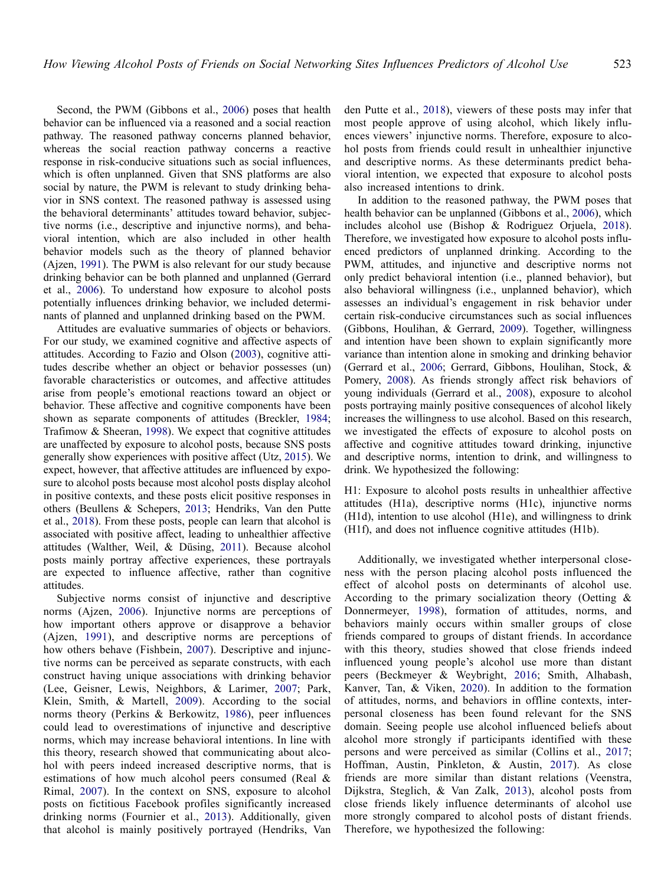Second, the PWM (Gibbons et al., 2006) poses that health behavior can be influenced via a reasoned and a social reaction pathway. The reasoned pathway concerns planned behavior, whereas the social reaction pathway concerns a reactive response in risk-conducive situations such as social influences, which is often unplanned. Given that SNS platforms are also social by nature, the PWM is relevant to study drinking behavior in SNS context. The reasoned pathway is assessed using the behavioral determinants' attitudes toward behavior, subjective norms (i.e., descriptive and injunctive norms), and behavioral intention, which are also included in other health behavior models such as the theory of planned behavior (Ajzen, 1991). The PWM is also relevant for our study because drinking behavior can be both planned and unplanned (Gerrard et al., 2006). To understand how exposure to alcohol posts potentially influences drinking behavior, we included determinants of planned and unplanned drinking based on the PWM.

Attitudes are evaluative summaries of objects or behaviors. For our study, we examined cognitive and affective aspects of attitudes. According to Fazio and Olson (2003), cognitive attitudes describe whether an object or behavior possesses (un) favorable characteristics or outcomes, and affective attitudes arise from people's emotional reactions toward an object or behavior. These affective and cognitive components have been shown as separate components of attitudes (Breckler, 1984; Trafimow & Sheeran, 1998). We expect that cognitive attitudes are unaffected by exposure to alcohol posts, because SNS posts generally show experiences with positive affect (Utz, 2015). We expect, however, that affective attitudes are influenced by exposure to alcohol posts because most alcohol posts display alcohol in positive contexts, and these posts elicit positive responses in others (Beullens & Schepers, 2013; Hendriks, Van den Putte et al., 2018). From these posts, people can learn that alcohol is associated with positive affect, leading to unhealthier affective attitudes (Walther, Weil, & Düsing, 2011). Because alcohol posts mainly portray affective experiences, these portrayals are expected to influence affective, rather than cognitive attitudes.

Subjective norms consist of injunctive and descriptive norms (Ajzen, 2006). Injunctive norms are perceptions of how important others approve or disapprove a behavior (Ajzen, 1991), and descriptive norms are perceptions of how others behave (Fishbein, 2007). Descriptive and injunctive norms can be perceived as separate constructs, with each construct having unique associations with drinking behavior (Lee, Geisner, Lewis, Neighbors, & Larimer, 2007; Park, Klein, Smith, & Martell, 2009). According to the social norms theory (Perkins & Berkowitz, 1986), peer influences could lead to overestimations of injunctive and descriptive norms, which may increase behavioral intentions. In line with this theory, research showed that communicating about alcohol with peers indeed increased descriptive norms, that is estimations of how much alcohol peers consumed (Real & Rimal, 2007). In the context on SNS, exposure to alcohol posts on fictitious Facebook profiles significantly increased drinking norms (Fournier et al., 2013). Additionally, given that alcohol is mainly positively portrayed (Hendriks, Van den Putte et al., 2018), viewers of these posts may infer that most people approve of using alcohol, which likely influences viewers' injunctive norms. Therefore, exposure to alcohol posts from friends could result in unhealthier injunctive and descriptive norms. As these determinants predict behavioral intention, we expected that exposure to alcohol posts also increased intentions to drink.

In addition to the reasoned pathway, the PWM poses that health behavior can be unplanned (Gibbons et al., 2006), which includes alcohol use (Bishop & Rodriguez Orjuela, 2018). Therefore, we investigated how exposure to alcohol posts influenced predictors of unplanned drinking. According to the PWM, attitudes, and injunctive and descriptive norms not only predict behavioral intention (i.e., planned behavior), but also behavioral willingness (i.e., unplanned behavior), which assesses an individual's engagement in risk behavior under certain risk-conducive circumstances such as social influences (Gibbons, Houlihan, & Gerrard, 2009). Together, willingness and intention have been shown to explain significantly more variance than intention alone in smoking and drinking behavior (Gerrard et al., 2006; Gerrard, Gibbons, Houlihan, Stock, & Pomery, 2008). As friends strongly affect risk behaviors of young individuals (Gerrard et al., 2008), exposure to alcohol posts portraying mainly positive consequences of alcohol likely increases the willingness to use alcohol. Based on this research, we investigated the effects of exposure to alcohol posts on affective and cognitive attitudes toward drinking, injunctive and descriptive norms, intention to drink, and willingness to drink. We hypothesized the following:

H1: Exposure to alcohol posts results in unhealthier affective attitudes (H1a), descriptive norms (H1c), injunctive norms (H1d), intention to use alcohol (H1e), and willingness to drink (H1f), and does not influence cognitive attitudes (H1b).

Additionally, we investigated whether interpersonal closeness with the person placing alcohol posts influenced the effect of alcohol posts on determinants of alcohol use. According to the primary socialization theory (Oetting & Donnermeyer, 1998), formation of attitudes, norms, and behaviors mainly occurs within smaller groups of close friends compared to groups of distant friends. In accordance with this theory, studies showed that close friends indeed influenced young people's alcohol use more than distant peers (Beckmeyer & Weybright, 2016; Smith, Alhabash, Kanver, Tan, & Viken, 2020). In addition to the formation of attitudes, norms, and behaviors in offline contexts, interpersonal closeness has been found relevant for the SNS domain. Seeing people use alcohol influenced beliefs about alcohol more strongly if participants identified with these persons and were perceived as similar (Collins et al., 2017; Hoffman, Austin, Pinkleton, & Austin, 2017). As close friends are more similar than distant relations (Veenstra, Dijkstra, Steglich, & Van Zalk, 2013), alcohol posts from close friends likely influence determinants of alcohol use more strongly compared to alcohol posts of distant friends. Therefore, we hypothesized the following: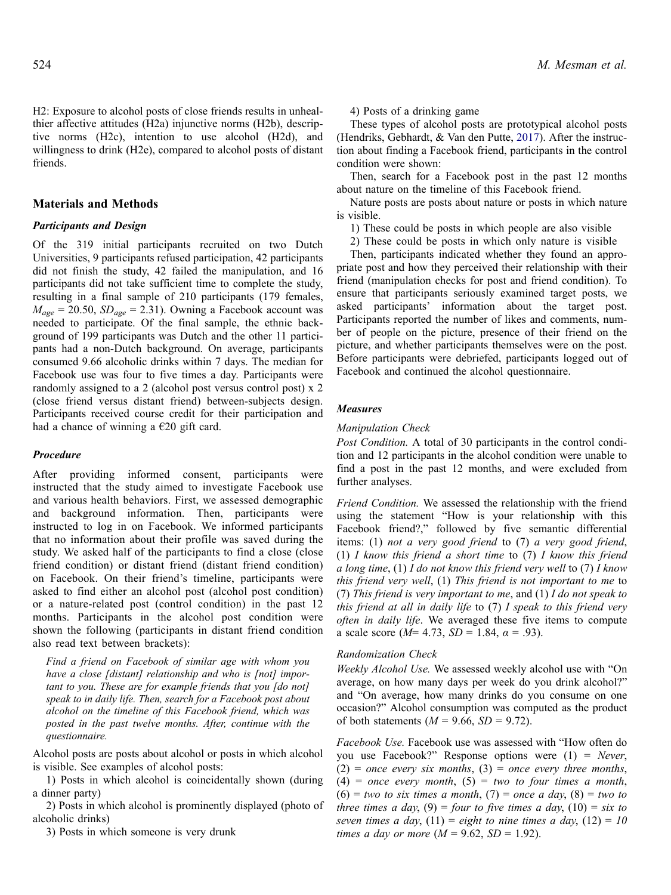H2: Exposure to alcohol posts of close friends results in unhealthier affective attitudes (H2a) injunctive norms (H2b), descriptive norms (H2c), intention to use alcohol (H2d), and willingness to drink (H2e), compared to alcohol posts of distant friends.

## Materials and Methods

### Participants and Design

Of the 319 initial participants recruited on two Dutch Universities, 9 participants refused participation, 42 participants did not finish the study, 42 failed the manipulation, and 16 participants did not take sufficient time to complete the study, resulting in a final sample of 210 participants (179 females, $M_{age}$ = 20.50, $SD_{age}$ = 2.31). Owning a Facebook account was needed to participate. Of the final sample, the ethnic background of 199 participants was Dutch and the other 11 participants had a non-Dutch background. On average, participants consumed 9.66 alcoholic drinks within 7 days. The median for Facebook use was four to five times a day. Participants were randomly assigned to a 2 (alcohol post versus control post) x 2 (close friend versus distant friend) between-subjects design. Participants received course credit for their participation and had a chance of winning a €20 gift card.

### Procedure

After providing informed consent, participants were instructed that the study aimed to investigate Facebook use and various health behaviors. First, we assessed demographic and background information. Then, participants were instructed to log in on Facebook. We informed participants that no information about their profile was saved during the study. We asked half of the participants to find a close (close friend condition) or distant friend (distant friend condition) on Facebook. On their friend's timeline, participants were asked to find either an alcohol post (alcohol post condition) or a nature-related post (control condition) in the past 12 months. Participants in the alcohol post condition were shown the following (participants in distant friend condition also read text between brackets):

> *Find a friend on Facebook of similar age with whom you have a close [distant] relationship and who is [not] important to you. These are for example friends that you [do not] speak to in daily life. Then, search for a Facebook post about alcohol on the timeline of this Facebook friend, which was posted in the past twelve months. After, continue with the questionnaire.*

Alcohol posts are posts about alcohol or posts in which alcohol is visible. See examples of alcohol posts:

1) Posts in which alcohol is coincidentally shown (during a dinner party)
2) Posts in which alcohol is prominently displayed (photo of alcoholic drinks)
3) Posts in which someone is very drunk
4) Posts of a drinking game

These types of alcohol posts are prototypical alcohol posts (Hendriks, Gebhardt, & Van den Putte, 2017). After the instruction about finding a Facebook friend, participants in the control condition were shown:

Then, search for a Facebook post in the past 12 months about nature on the timeline of this Facebook friend.

Nature posts are posts about nature or posts in which nature is visible.

1) These could be posts in which people are also visible
2) These could be posts in which only nature is visible

Then, participants indicated whether they found an appropriate post and how they perceived their relationship with their friend (manipulation checks for post and friend condition). To ensure that participants seriously examined target posts, we asked participants' information about the target post. Participants reported the number of likes and comments, number of people on the picture, presence of their friend on the picture, and whether participants themselves were on the post. Before participants were debriefed, participants logged out of Facebook and continued the alcohol questionnaire.

### Measures

#### Manipulation Check

*Post Condition.* A total of 30 participants in the control condition and 12 participants in the alcohol condition were unable to find a post in the past 12 months, and were excluded from further analyses.

*Friend Condition.* We assessed the relationship with the friend using the statement "How is your relationship with this Facebook friend?," followed by five semantic differential items: (1) *not a very good friend* to (7) *a very good friend*, (1) *I know this friend a short time* to (7) *I know this friend a long time*, (1) *I do not know this friend very well* to (7) *I know this friend very well*, (1) *This friend is not important to me* to (7) *This friend is very important to me*, and (1) *I do not speak to this friend at all in daily life* to (7) *I speak to this friend very often in daily life*. We averaged these five items to compute a scale score ($M$= 4.73, $SD$ = 1.84, $\alpha$ = .93).

#### Randomization Check

*Weekly Alcohol Use.* We assessed weekly alcohol use with "On average, on how many days per week do you drink alcohol?" and "On average, how many drinks do you consume on one occasion?" Alcohol consumption was computed as the product of both statements ($M$ = 9.66, $SD$ = 9.72).

*Facebook Use.* Facebook use was assessed with "How often do you use Facebook?" Response options were (1) = *Never*, (2) = *once every six months*, (3) = *once every three months*, (4) = *once every month*, (5) = *two to four times a month*, (6) = *two to six times a month*, (7) = *once a day*, (8) = *two to three times a day*, (9) = *four to five times a day*, (10) = *six to seven times a day*, (11) = *eight to nine times a day*, (12) = *10 times a day or more* ($M$ = 9.62, $SD$ = 1.92).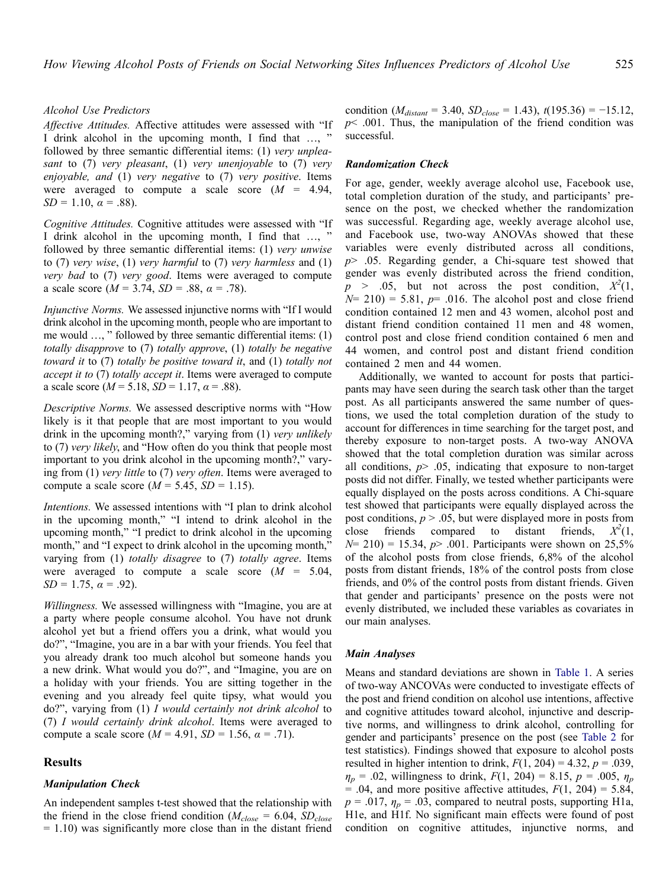*Alcohol Use Predictors*

*Affective Attitudes.* Affective attitudes were assessed with "If I drink alcohol in the upcoming month, I find that …, " followed by three semantic differential items: (1) *very unpleasant* to (7) *very pleasant*, (1) *very unenjoyable* to (7) *very enjoyable, and* (1) *very negative* to (7) *very positive*. Items were averaged to compute a scale score ($M$ = 4.94, $SD$ = 1.10, $\alpha$ = .88).

*Cognitive Attitudes.* Cognitive attitudes were assessed with "If I drink alcohol in the upcoming month, I find that …, " followed by three semantic differential items: (1) *very unwise* to (7) *very wise*, (1) *very harmful* to (7) *very harmless* and (1) *very bad* to (7) *very good*. Items were averaged to compute a scale score ($M$ = 3.74, $SD$ = .88, $\alpha$ = .78).

*Injunctive Norms.* We assessed injunctive norms with "If I would drink alcohol in the upcoming month, people who are important to me would …, " followed by three semantic differential items: (1) *totally disapprove* to (7) *totally approve*, (1) *totally be negative toward it* to (7) *totally be positive toward it*, and (1) *totally not accept it to* (7) *totally accept it*. Items were averaged to compute a scale score ($M$ = 5.18, $SD$ = 1.17, $\alpha$ = .88).

*Descriptive Norms.* We assessed descriptive norms with "How likely is it that people that are most important to you would drink in the upcoming month?," varying from (1) *very unlikely* to (7) *very likely*, and "How often do you think that people most important to you drink alcohol in the upcoming month?," varying from (1) *very little* to (7) *very often*. Items were averaged to compute a scale score ($M$ = 5.45, $SD$ = 1.15).

*Intentions.* We assessed intentions with "I plan to drink alcohol in the upcoming month," "I intend to drink alcohol in the upcoming month," "I predict to drink alcohol in the upcoming month," and "I expect to drink alcohol in the upcoming month," varying from (1) *totally disagree* to (7) *totally agree*. Items were averaged to compute a scale score ($M$ = 5.04, $SD$ = 1.75, $\alpha$ = .92).

*Willingness.* We assessed willingness with "Imagine, you are at a party where people consume alcohol. You have not drunk alcohol yet but a friend offers you a drink, what would you do?", "Imagine, you are in a bar with your friends. You feel that you already drank too much alcohol but someone hands you a new drink. What would you do?", and "Imagine, you are on a holiday with your friends. You are sitting together in the evening and you already feel quite tipsy, what would you do?", varying from (1) *I would certainly not drink alcohol* to (7) *I would certainly drink alcohol*. Items were averaged to compute a scale score ($M$ = 4.91, $SD$ = 1.56, $\alpha$ = .71).

## Results

### Manipulation Check

An independent samples t-test showed that the relationship with the friend in the close friend condition ($M_{close}$ = 6.04, $SD_{close}$ = 1.10) was significantly more close than in the distant friend condition ($M_{distant}$ = 3.40, $SD_{close}$ = 1.43), $t(195.36) = -15.12$, $p < .001$. Thus, the manipulation of the friend condition was successful.

### Randomization Check

For age, gender, weekly average alcohol use, Facebook use, total completion duration of the study, and participants' presence on the post, we checked whether the randomization was successful. Regarding age, weekly average alcohol use, and Facebook use, two-way ANOVAs showed that these variables were evenly distributed across all conditions, $p > .05$. Regarding gender, a Chi-square test showed that gender was evenly distributed across the friend condition, $p > .05$, but not across the post condition, $X^2(1, N= 210) = 5.81$, $p= .016$. The alcohol post and close friend condition contained 12 men and 43 women, alcohol post and distant friend condition contained 11 men and 48 women, control post and close friend condition contained 6 men and 44 women, and control post and distant friend condition contained 2 men and 44 women.

Additionally, we wanted to account for posts that participants may have seen during the search task other than the target post. As all participants answered the same number of questions, we used the total completion duration of the study to account for differences in time searching for the target post, and thereby exposure to non-target posts. A two-way ANOVA showed that the total completion duration was similar across all conditions, $p > .05$, indicating that exposure to non-target posts did not differ. Finally, we tested whether participants were equally displayed on the posts across conditions. A Chi-square test showed that participants were equally displayed across the post conditions, $p > .05$, but were displayed more in posts from close friends compared to distant friends, $X^2(1, N= 210) = 15.34$, $p > .001$. Participants were shown on 25,5% of the alcohol posts from close friends, 6,8% of the alcohol posts from distant friends, 18% of the control posts from close friends, and 0% of the control posts from distant friends. Given that gender and participants' presence on the posts were not evenly distributed, we included these variables as covariates in our main analyses.

### Main Analyses

Means and standard deviations are shown in Table 1. A series of two-way ANCOVAs were conducted to investigate effects of the post and friend condition on alcohol use intentions, affective and cognitive attitudes toward alcohol, injunctive and descriptive norms, and willingness to drink alcohol, controlling for gender and participants' presence on the post (see Table 2 for test statistics). Findings showed that exposure to alcohol posts resulted in higher intention to drink, $F(1, 204) = 4.32$, $p = .039$, $\eta_p = .02$, willingness to drink, $F(1, 204) = 8.15$, $p = .005$, $\eta_p = .04$, and more positive affective attitudes, $F(1, 204) = 5.84$, $p = .017$, $\eta_p = .03$, compared to neutral posts, supporting H1a, H1e, and H1f. No significant main effects were found of post condition on cognitive attitudes, injunctive norms, and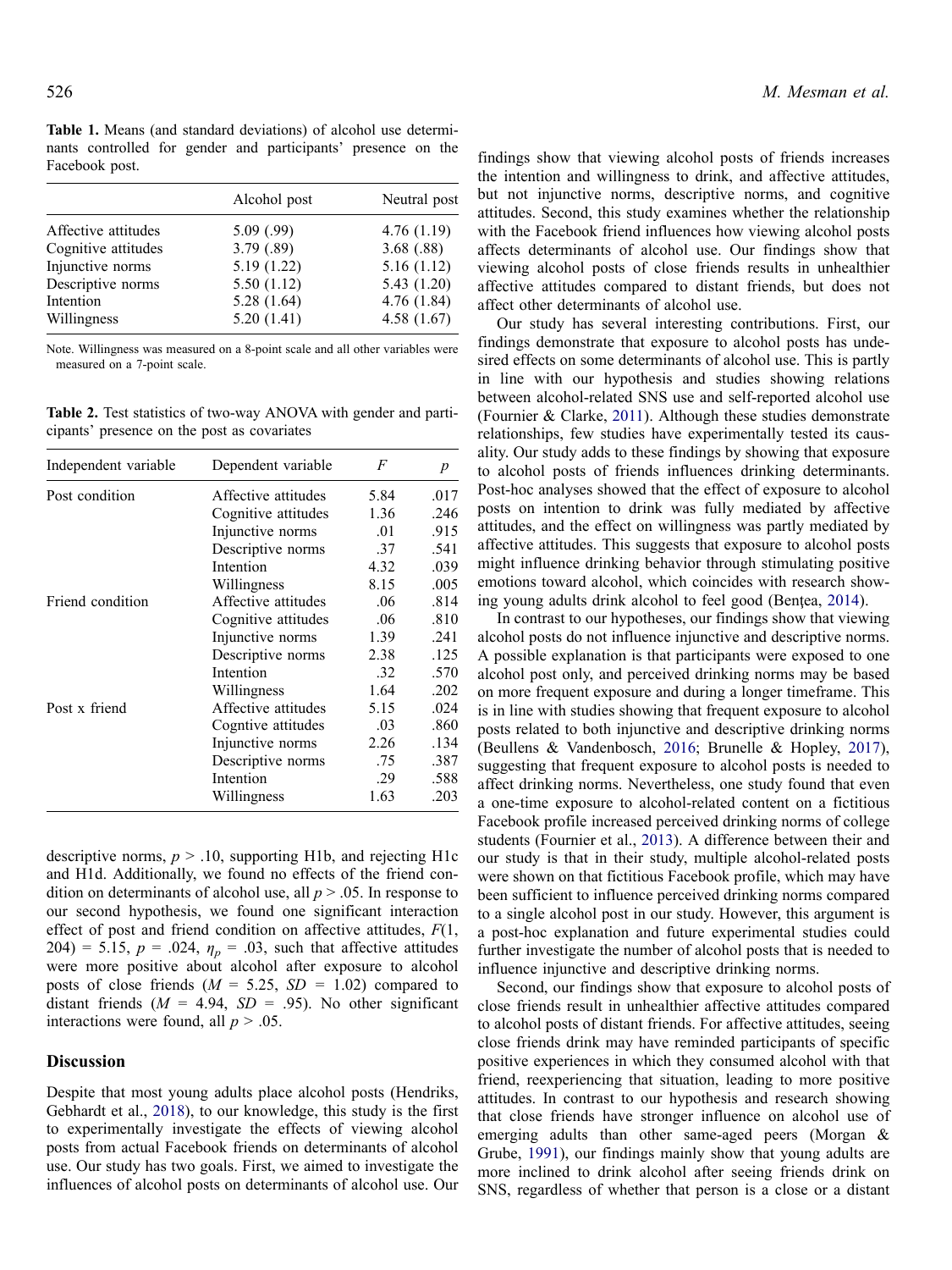**Table 1.** Means (and standard deviations) of alcohol use determinants controlled for gender and participants' presence on the Facebook post.

| | Alcohol post | Neutral post |
|---|---|---|
| Affective attitudes | 5.09 (.99) | 4.76 (1.19) |
| Cognitive attitudes | 3.79 (.89) | 3.68 (.88) |
| Injunctive norms | 5.19 (1.22) | 5.16 (1.12) |
| Descriptive norms | 5.50 (1.12) | 5.43 (1.20) |
| Intention | 5.28 (1.64) | 4.76 (1.84) |
| Willingness | 5.20 (1.41) | 4.58 (1.67) |

Note. Willingness was measured on a 8-point scale and all other variables were measured on a 7-point scale.

**Table 2.** Test statistics of two-way ANOVA with gender and participants' presence on the post as covariates

| Independent variable | Dependent variable | $F$ | $p$ |
|---|---|---|---|
| Post condition | Affective attitudes | 5.84 | .017 |
| | Cognitive attitudes | 1.36 | .246 |
| | Injunctive norms | .01 | .915 |
| | Descriptive norms | .37 | .541 |
| | Intention | 4.32 | .039 |
| | Willingness | 8.15 | .005 |
| Friend condition | Affective attitudes | .06 | .814 |
| | Cognitive attitudes | .06 | .810 |
| | Injunctive norms | 1.39 | .241 |
| | Descriptive norms | 2.38 | .125 |
| | Intention | .32 | .570 |
| | Willingness | 1.64 | .202 |
| Post x friend | Affective attitudes | 5.15 | .024 |
| | Cogntive attitudes | .03 | .860 |
| | Injunctive norms | 2.26 | .134 |
| | Descriptive norms | .75 | .387 |
| | Intention | .29 | .588 |
| | Willingness | 1.63 | .203 |

descriptive norms, $p > .10$, supporting H1b, and rejecting H1c and H1d. Additionally, we found no effects of the friend condition on determinants of alcohol use, all $p > .05$. In response to our second hypothesis, we found one significant interaction effect of post and friend condition on affective attitudes, $F(1, 204) = 5.15$, $p = .024$, $\eta_p = .03$, such that affective attitudes were more positive about alcohol after exposure to alcohol posts of close friends ($M = 5.25$, $SD = 1.02$) compared to distant friends ($M = 4.94$, $SD = .95$). No other significant interactions were found, all $p > .05$.

## Discussion

Despite that most young adults place alcohol posts (Hendriks, Gebhardt et al., 2018), to our knowledge, this study is the first to experimentally investigate the effects of viewing alcohol posts from actual Facebook friends on determinants of alcohol use. Our study has two goals. First, we aimed to investigate the influences of alcohol posts on determinants of alcohol use. Our findings show that viewing alcohol posts of friends increases the intention and willingness to drink, and affective attitudes, but not injunctive norms, descriptive norms, and cognitive attitudes. Second, this study examines whether the relationship with the Facebook friend influences how viewing alcohol posts affects determinants of alcohol use. Our findings show that viewing alcohol posts of close friends results in unhealthier affective attitudes compared to distant friends, but does not affect other determinants of alcohol use.

Our study has several interesting contributions. First, our findings demonstrate that exposure to alcohol posts has undesired effects on some determinants of alcohol use. This is partly in line with our hypothesis and studies showing relations between alcohol-related SNS use and self-reported alcohol use (Fournier & Clarke, 2011). Although these studies demonstrate relationships, few studies have experimentally tested its causality. Our study adds to these findings by showing that exposure to alcohol posts of friends influences drinking determinants. Post-hoc analyses showed that the effect of exposure to alcohol posts on intention to drink was fully mediated by affective attitudes, and the effect on willingness was partly mediated by affective attitudes. This suggests that exposure to alcohol posts might influence drinking behavior through stimulating positive emotions toward alcohol, which coincides with research showing young adults drink alcohol to feel good (Bențea, 2014).

In contrast to our hypotheses, our findings show that viewing alcohol posts do not influence injunctive and descriptive norms. A possible explanation is that participants were exposed to one alcohol post only, and perceived drinking norms may be based on more frequent exposure and during a longer timeframe. This is in line with studies showing that frequent exposure to alcohol posts related to both injunctive and descriptive drinking norms (Beullens & Vandenbosch, 2016; Brunelle & Hopley, 2017), suggesting that frequent exposure to alcohol posts is needed to affect drinking norms. Nevertheless, one study found that even a one-time exposure to alcohol-related content on a fictitious Facebook profile increased perceived drinking norms of college students (Fournier et al., 2013). A difference between their and our study is that in their study, multiple alcohol-related posts were shown on that fictitious Facebook profile, which may have been sufficient to influence perceived drinking norms compared to a single alcohol post in our study. However, this argument is a post-hoc explanation and future experimental studies could further investigate the number of alcohol posts that is needed to influence injunctive and descriptive drinking norms.

Second, our findings show that exposure to alcohol posts of close friends result in unhealthier affective attitudes compared to alcohol posts of distant friends. For affective attitudes, seeing close friends drink may have reminded participants of specific positive experiences in which they consumed alcohol with that friend, reexperiencing that situation, leading to more positive attitudes. In contrast to our hypothesis and research showing that close friends have stronger influence on alcohol use of emerging adults than other same-aged peers (Morgan & Grube, 1991), our findings mainly show that young adults are more inclined to drink alcohol after seeing friends drink on SNS, regardless of whether that person is a close or a distant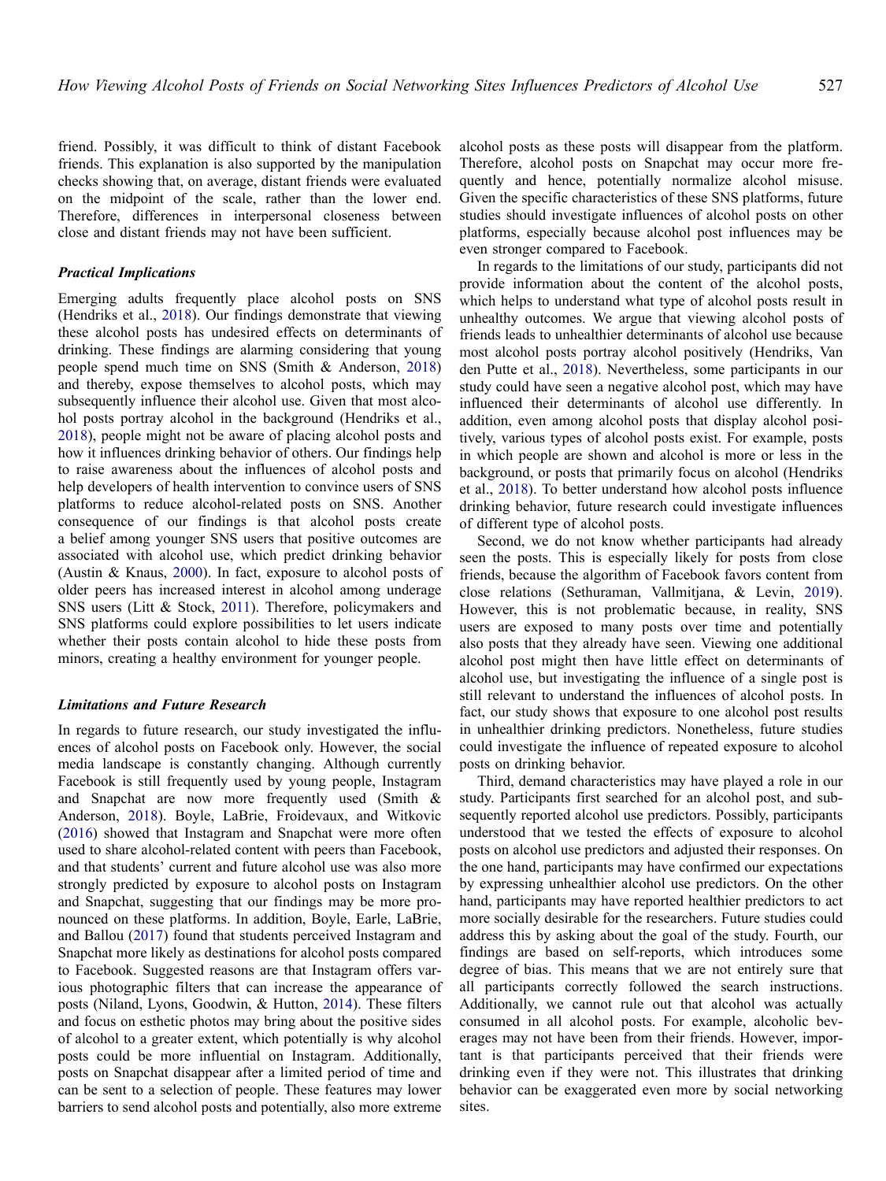friend. Possibly, it was difficult to think of distant Facebook friends. This explanation is also supported by the manipulation checks showing that, on average, distant friends were evaluated on the midpoint of the scale, rather than the lower end. Therefore, differences in interpersonal closeness between close and distant friends may not have been sufficient.

### *Practical Implications*

Emerging adults frequently place alcohol posts on SNS (Hendriks et al., 2018). Our findings demonstrate that viewing these alcohol posts has undesired effects on determinants of drinking. These findings are alarming considering that young people spend much time on SNS (Smith & Anderson, 2018) and thereby, expose themselves to alcohol posts, which may subsequently influence their alcohol use. Given that most alcohol posts portray alcohol in the background (Hendriks et al., 2018), people might not be aware of placing alcohol posts and how it influences drinking behavior of others. Our findings help to raise awareness about the influences of alcohol posts and help developers of health intervention to convince users of SNS platforms to reduce alcohol-related posts on SNS. Another consequence of our findings is that alcohol posts create a belief among younger SNS users that positive outcomes are associated with alcohol use, which predict drinking behavior (Austin & Knaus, 2000). In fact, exposure to alcohol posts of older peers has increased interest in alcohol among underage SNS users (Litt & Stock, 2011). Therefore, policymakers and SNS platforms could explore possibilities to let users indicate whether their posts contain alcohol to hide these posts from minors, creating a healthy environment for younger people.

### *Limitations and Future Research*

In regards to future research, our study investigated the influences of alcohol posts on Facebook only. However, the social media landscape is constantly changing. Although currently Facebook is still frequently used by young people, Instagram and Snapchat are now more frequently used (Smith & Anderson, 2018). Boyle, LaBrie, Froidevaux, and Witkovic (2016) showed that Instagram and Snapchat were more often used to share alcohol-related content with peers than Facebook, and that students' current and future alcohol use was also more strongly predicted by exposure to alcohol posts on Instagram and Snapchat, suggesting that our findings may be more pronounced on these platforms. In addition, Boyle, Earle, LaBrie, and Ballou (2017) found that students perceived Instagram and Snapchat more likely as destinations for alcohol posts compared to Facebook. Suggested reasons are that Instagram offers various photographic filters that can increase the appearance of posts (Niland, Lyons, Goodwin, & Hutton, 2014). These filters and focus on esthetic photos may bring about the positive sides of alcohol to a greater extent, which potentially is why alcohol posts could be more influential on Instagram. Additionally, posts on Snapchat disappear after a limited period of time and can be sent to a selection of people. These features may lower barriers to send alcohol posts and potentially, also more extreme alcohol posts as these posts will disappear from the platform. Therefore, alcohol posts on Snapchat may occur more frequently and hence, potentially normalize alcohol misuse. Given the specific characteristics of these SNS platforms, future studies should investigate influences of alcohol posts on other platforms, especially because alcohol post influences may be even stronger compared to Facebook.

In regards to the limitations of our study, participants did not provide information about the content of the alcohol posts, which helps to understand what type of alcohol posts result in unhealthy outcomes. We argue that viewing alcohol posts of friends leads to unhealthier determinants of alcohol use because most alcohol posts portray alcohol positively (Hendriks, Van den Putte et al., 2018). Nevertheless, some participants in our study could have seen a negative alcohol post, which may have influenced their determinants of alcohol use differently. In addition, even among alcohol posts that display alcohol positively, various types of alcohol posts exist. For example, posts in which people are shown and alcohol is more or less in the background, or posts that primarily focus on alcohol (Hendriks et al., 2018). To better understand how alcohol posts influence drinking behavior, future research could investigate influences of different type of alcohol posts.

Second, we do not know whether participants had already seen the posts. This is especially likely for posts from close friends, because the algorithm of Facebook favors content from close relations (Sethuraman, Vallmitjana, & Levin, 2019). However, this is not problematic because, in reality, SNS users are exposed to many posts over time and potentially also posts that they already have seen. Viewing one additional alcohol post might then have little effect on determinants of alcohol use, but investigating the influence of a single post is still relevant to understand the influences of alcohol posts. In fact, our study shows that exposure to one alcohol post results in unhealthier drinking predictors. Nonetheless, future studies could investigate the influence of repeated exposure to alcohol posts on drinking behavior.

Third, demand characteristics may have played a role in our study. Participants first searched for an alcohol post, and subsequently reported alcohol use predictors. Possibly, participants understood that we tested the effects of exposure to alcohol posts on alcohol use predictors and adjusted their responses. On the one hand, participants may have confirmed our expectations by expressing unhealthier alcohol use predictors. On the other hand, participants may have reported healthier predictors to act more socially desirable for the researchers. Future studies could address this by asking about the goal of the study. Fourth, our findings are based on self-reports, which introduces some degree of bias. This means that we are not entirely sure that all participants correctly followed the search instructions. Additionally, we cannot rule out that alcohol was actually consumed in all alcohol posts. For example, alcoholic beverages may not have been from their friends. However, important is that participants perceived that their friends were drinking even if they were not. This illustrates that drinking behavior can be exaggerated even more by social networking sites.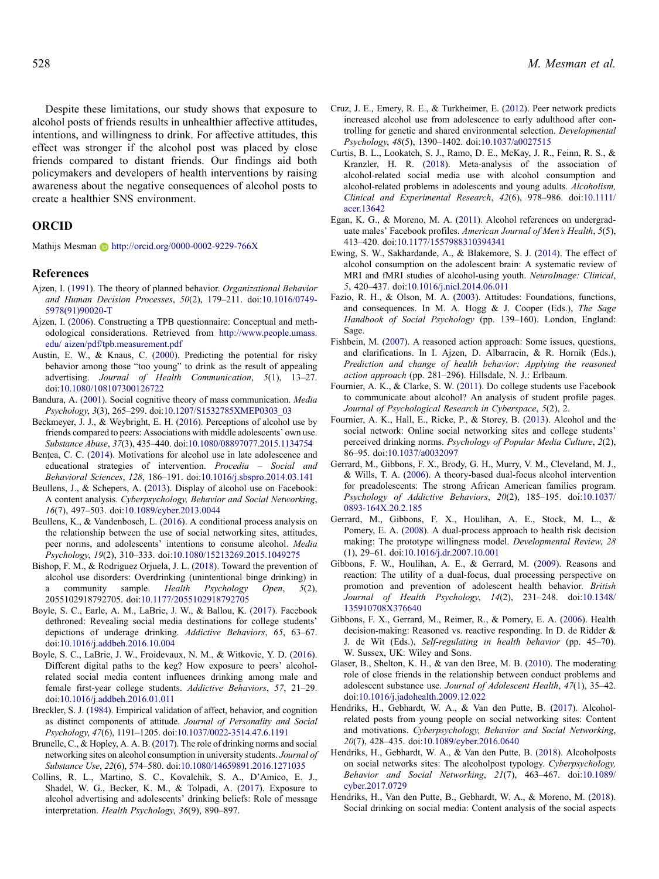Despite these limitations, our study shows that exposure to alcohol posts of friends results in unhealthier affective attitudes, intentions, and willingness to drink. For affective attitudes, this effect was stronger if the alcohol post was placed by close friends compared to distant friends. Our findings aid both policymakers and developers of health interventions by raising awareness about the negative consequences of alcohol posts to create a healthier SNS environment.

## ORCID

Mathijs Mesman http://orcid.org/0000-0002-9229-766X

## References

Ajzen, I. (1991). The theory of planned behavior. *Organizational Behavior and Human Decision Processes*, *50*(2), 179–211. doi:10.1016/0749-5978(91)90020-T

Ajzen, I. (2006). Constructing a TPB questionnaire: Conceptual and methodological considerations. Retrieved from http://www.people.umass.edu/ aizen/pdf/tpb.measurement.pdf

Austin, E. W., & Knaus, C. (2000). Predicting the potential for risky behavior among those "too young" to drink as the result of appealing advertising. *Journal of Health Communication*, *5*(1), 13–27. doi:10.1080/108107300126722

Bandura, A. (2001). Social cognitive theory of mass communication. *Media Psychology*, *3*(3), 265–299. doi:10.1207/S1532785XMEP0303_03

Beckmeyer, J. J., & Weybright, E. H. (2016). Perceptions of alcohol use by friends compared to peers: Associations with middle adolescents' own use. *Substance Abuse*, *37*(3), 435–440. doi:10.1080/08897077.2015.1134754

Bențea, C. C. (2014). Motivations for alcohol use in late adolescence and educational strategies of intervention. *Procedia – Social and Behavioral Sciences*, *128*, 186–191. doi:10.1016/j.sbspro.2014.03.141

Beullens, J., & Schepers, A. (2013). Display of alcohol use on Facebook: A content analysis. *Cyberpsychology, Behavior and Social Networking*, *16*(7), 497–503. doi:10.1089/cyber.2013.0044

Beullens, K., & Vandenbosch, L. (2016). A conditional process analysis on the relationship between the use of social networking sites, attitudes, peer norms, and adolescents' intentions to consume alcohol. *Media Psychology*, *19*(2), 310–333. doi:10.1080/15213269.2015.1049275

Bishop, F. M., & Rodriguez Orjuela, J. L. (2018). Toward the prevention of alcohol use disorders: Overdrinking (unintentional binge drinking) in a community sample. *Health Psychology Open*, *5*(2), 2055102918792705. doi:10.1177/2055102918792705

Boyle, S. C., Earle, A. M., LaBrie, J. W., & Ballou, K. (2017). Facebook dethroned: Revealing social media destinations for college students' depictions of underage drinking. *Addictive Behaviors*, *65*, 63–67. doi:10.1016/j.addbeh.2016.10.004

Boyle, S. C., LaBrie, J. W., Froidevaux, N. M., & Witkovic, Y. D. (2016). Different digital paths to the keg? How exposure to peers' alcohol-related social media content influences drinking among male and female first-year college students. *Addictive Behaviors*, *57*, 21–29. doi:10.1016/j.addbeh.2016.01.011

Breckler, S. J. (1984). Empirical validation of affect, behavior, and cognition as distinct components of attitude. *Journal of Personality and Social Psychology*, *47*(6), 1191–1205. doi:10.1037/0022-3514.47.6.1191

Brunelle, C., & Hopley, A. A. B. (2017). The role of drinking norms and social networking sites on alcohol consumption in university students. *Journal of Substance Use*, *22*(6), 574–580. doi:10.1080/14659891.2016.1271035

Collins, R. L., Martino, S. C., Kovalchik, S. A., D'Amico, E. J., Shadel, W. G., Becker, K. M., & Tolpadi, A. (2017). Exposure to alcohol advertising and adolescents' drinking beliefs: Role of message interpretation. *Health Psychology*, *36*(9), 890–897.

Cruz, J. E., Emery, R. E., & Turkheimer, E. (2012). Peer network predicts increased alcohol use from adolescence to early adulthood after controlling for genetic and shared environmental selection. *Developmental Psychology*, *48*(5), 1390–1402. doi:10.1037/a0027515

Curtis, B. L., Lookatch, S. J., Ramo, D. E., McKay, J. R., Feinn, R. S., & Kranzler, H. R. (2018). Meta-analysis of the association of alcohol-related social media use with alcohol consumption and alcohol-related problems in adolescents and young adults. *Alcoholism, Clinical and Experimental Research*, *42*(6), 978–986. doi:10.1111/acer.13642

Egan, K. G., & Moreno, M. A. (2011). Alcohol references on undergraduate males' Facebook profiles. *American Journal of Men's Health*, *5*(5), 413–420. doi:10.1177/1557988310394341

Ewing, S. W., Sakhardande, A., & Blakemore, S. J. (2014). The effect of alcohol consumption on the adolescent brain: A systematic review of MRI and fMRI studies of alcohol-using youth. *NeuroImage: Clinical*, *5*, 420–437. doi:10.1016/j.nicl.2014.06.011

Fazio, R. H., & Olson, M. A. (2003). Attitudes: Foundations, functions, and consequences. In M. A. Hogg & J. Cooper (Eds.), *The Sage Handbook of Social Psychology* (pp. 139–160). London, England: Sage.

Fishbein, M. (2007). A reasoned action approach: Some issues, questions, and clarifications. In I. Ajzen, D. Albarracin, & R. Hornik (Eds.), *Prediction and change of health behavior: Applying the reasoned action approach* (pp. 281–296). Hillsdale, N. J.: Erlbaum.

Fournier, A. K., & Clarke, S. W. (2011). Do college students use Facebook to communicate about alcohol? An analysis of student profile pages. *Journal of Psychological Research in Cyberspace*, *5*(2), 2.

Fournier, A. K., Hall, E., Ricke, P., & Storey, B. (2013). Alcohol and the social network: Online social networking sites and college students' perceived drinking norms. *Psychology of Popular Media Culture*, *2*(2), 86–95. doi:10.1037/a0032097

Gerrard, M., Gibbons, F. X., Brody, G. H., Murry, V. M., Cleveland, M. J., & Wills, T. A. (2006). A theory-based dual-focus alcohol intervention for preadolescents: The strong African American families program. *Psychology of Addictive Behaviors*, *20*(2), 185–195. doi:10.1037/0893-164X.20.2.185

Gerrard, M., Gibbons, F. X., Houlihan, A. E., Stock, M. L., & Pomery, E. A. (2008). A dual-process approach to health risk decision making: The prototype willingness model. *Developmental Review*, *28* (1), 29–61. doi:10.1016/j.dr.2007.10.001

Gibbons, F. W., Houlihan, A. E., & Gerrard, M. (2009). Reasons and reaction: The utility of a dual-focus, dual processing perspective on promotion and prevention of adolescent health behavior. *British Journal of Health Psychology*, *14*(2), 231–248. doi:10.1348/135910708X376640

Gibbons, F. X., Gerrard, M., Reimer, R., & Pomery, E. A. (2006). Health decision-making: Reasoned vs. reactive responding. In D. de Ridder & J. de Wit (Eds.), *Self-regulating in health behavior* (pp. 45–70). W. Sussex, UK: Wiley and Sons.

Glaser, B., Shelton, K. H., & van den Bree, M. B. (2010). The moderating role of close friends in the relationship between conduct problems and adolescent substance use. *Journal of Adolescent Health*, *47*(1), 35–42. doi:10.1016/j.jadohealth.2009.12.022

Hendriks, H., Gebhardt, W. A., & Van den Putte, B. (2017). Alcohol-related posts from young people on social networking sites: Content and motivations. *Cyberpsychology, Behavior and Social Networking*, *20*(7), 428–435. doi:10.1089/cyber.2016.0640

Hendriks, H., Gebhardt, W. A., & Van den Putte, B. (2018). Alcoholposts on social networks sites: The alcoholpost typology. *Cyberpsychology, Behavior and Social Networking*, *21*(7), 463–467. doi:10.1089/cyber.2017.0729

Hendriks, H., Van den Putte, B., Gebhardt, W. A., & Moreno, M. (2018). Social drinking on social media: Content analysis of the social aspects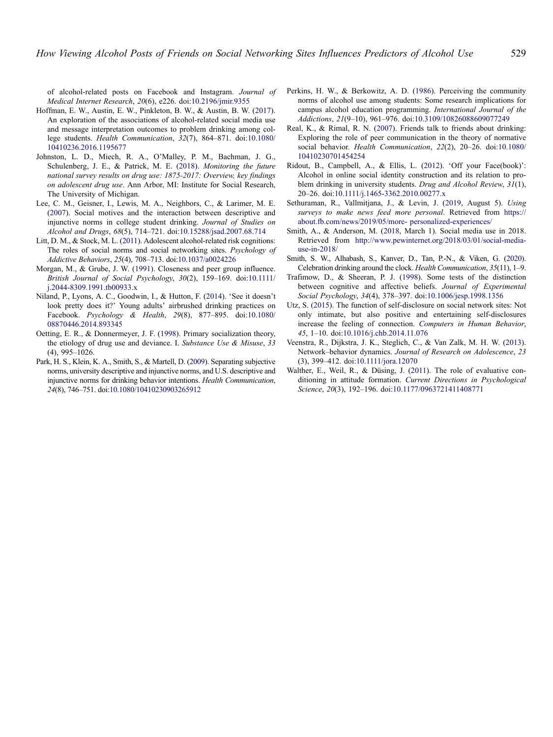of alcohol-related posts on Facebook and Instagram. *Journal of Medical Internet Research*, *20*(6), e226. doi:10.2196/jmir.9355

Hoffman, E. W., Austin, E. W., Pinkleton, B. W., & Austin, B. W. (2017). An exploration of the associations of alcohol-related social media use and message interpretation outcomes to problem drinking among college students. *Health Communication*, *32*(7), 864–871. doi:10.1080/10410236.2016.1195677

Johnston, L. D., Miech, R. A., O'Malley, P. M., Bachman, J. G., Schulenberg, J. E., & Patrick, M. E. (2018). *Monitoring the future national survey results on drug use: 1875-2017: Overview, key findings on adolescent drug use*. Ann Arbor, MI: Institute for Social Research, The University of Michigan.

Lee, C. M., Geisner, I., Lewis, M. A., Neighbors, C., & Larimer, M. E. (2007). Social motives and the interaction between descriptive and injunctive norms in college student drinking. *Journal of Studies on Alcohol and Drugs*, *68*(5), 714–721. doi:10.15288/jsad.2007.68.714

Litt, D. M., & Stock, M. L. (2011). Adolescent alcohol-related risk cognitions: The roles of social norms and social networking sites. *Psychology of Addictive Behaviors*, *25*(4), 708–713. doi:10.1037/a0024226

Morgan, M., & Grube, J. W. (1991). Closeness and peer group influence. *British Journal of Social Psychology*, *30*(2), 159–169. doi:10.1111/j.2044-8309.1991.tb00933.x

Niland, P., Lyons, A. C., Goodwin, I., & Hutton, F. (2014). 'See it doesn't look pretty does it?' Young adults' airbrushed drinking practices on Facebook. *Psychology & Health*, *29*(8), 877–895. doi:10.1080/08870446.2014.893345

Oetting, E. R., & Donnermeyer, J. F. (1998). Primary socialization theory, the etiology of drug use and deviance. I. *Substance Use & Misuse*, *33*(4), 995–1026.

Park, H. S., Klein, K. A., Smith, S., & Martell, D. (2009). Separating subjective norms, university descriptive and injunctive norms, and U.S. descriptive and injunctive norms for drinking behavior intentions. *Health Communication*, *24*(8), 746–751. doi:10.1080/10410230903265912

Perkins, H. W., & Berkowitz, A. D. (1986). Perceiving the community norms of alcohol use among students: Some research implications for campus alcohol education programming. *International Journal of the Addictions*, *21*(9–10), 961–976. doi:10.3109/10826088609077249

Real, K., & Rimal, R. N. (2007). Friends talk to friends about drinking: Exploring the role of peer communication in the theory of normative social behavior. *Health Communication*, *22*(2), 20–26. doi:10.1080/10410230701454254

Ridout, B., Campbell, A., & Ellis, L. (2012). 'Off your Face(book)': Alcohol in online social identity construction and its relation to problem drinking in university students. *Drug and Alcohol Review*, *31*(1), 20–26. doi:10.1111/j.1465-3362.2010.00277.x

Sethuraman, R., Vallmitjana, J., & Levin, J. (2019, August 5). *Using surveys to make news feed more personal*. Retrieved from https://about.fb.com/news/2019/05/more- personalized-experiences/

Smith, A., & Anderson, M. (2018, March 1). Social media use in 2018. Retrieved from http://www.pewinternet.org/2018/03/01/social-media-use-in-2018/

Smith, S. W., Alhabash, S., Kanver, D., Tan, P.-N., & Viken, G. (2020). Celebration drinking around the clock. *Health Communication*, *35*(11), 1–9.

Trafimow, D., & Sheeran, P. J. (1998). Some tests of the distinction between cognitive and affective beliefs. *Journal of Experimental Social Psychology*, *34*(4), 378–397. doi:10.1006/jesp.1998.1356

Utz, S. (2015). The function of self-disclosure on social network sites: Not only intimate, but also positive and entertaining self-disclosures increase the feeling of connection. *Computers in Human Behavior*, *45*, 1–10. doi:10.1016/j.chb.2014.11.076

Veenstra, R., Dijkstra, J. K., Steglich, C., & Van Zalk, M. H. W. (2013). Network–behavior dynamics. *Journal of Research on Adolescence*, *23*(3), 399–412. doi:10.1111/jora.12070

Walther, E., Weil, R., & Düsing, J. (2011). The role of evaluative conditioning in attitude formation. *Current Directions in Psychological Science*, *20*(3), 192–196. doi:10.1177/0963721411408771